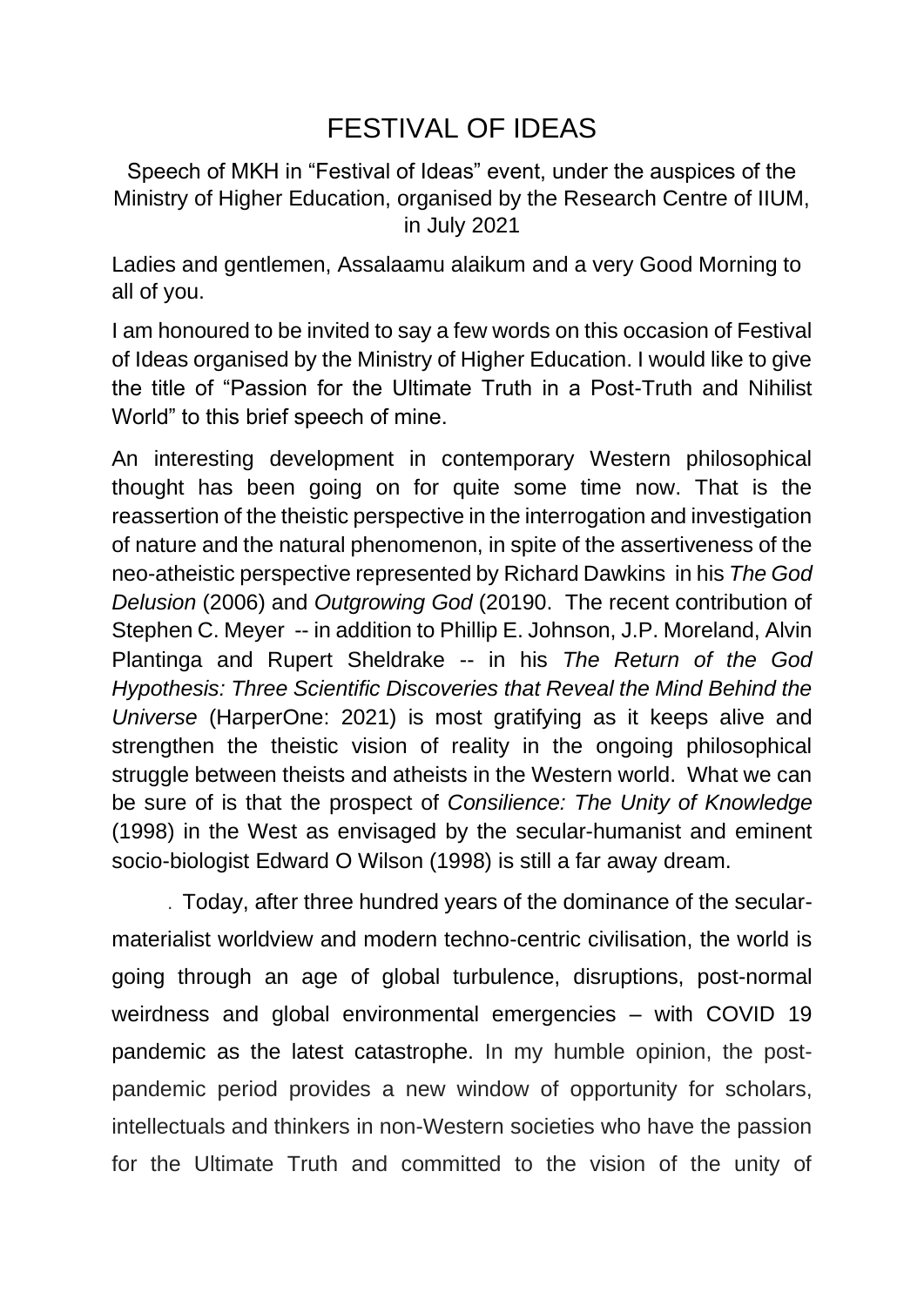# FESTIVAL OF IDEAS

Speech of MKH in "Festival of Ideas" event, under the auspices of the Ministry of Higher Education, organised by the Research Centre of IIUM, in July 2021

Ladies and gentlemen, Assalaamu alaikum and a very Good Morning to all of you.

I am honoured to be invited to say a few words on this occasion of Festival of Ideas organised by the Ministry of Higher Education. I would like to give the title of "Passion for the Ultimate Truth in a Post-Truth and Nihilist World" to this brief speech of mine.

An interesting development in contemporary Western philosophical thought has been going on for quite some time now. That is the reassertion of the theistic perspective in the interrogation and investigation of nature and the natural phenomenon, in spite of the assertiveness of the neo-atheistic perspective represented by Richard Dawkins in his *The God Delusion* (2006) and *Outgrowing God* (20190. The recent contribution of Stephen C. Meyer -- in addition to Phillip E. Johnson, J.P. Moreland, Alvin Plantinga and Rupert Sheldrake -- in his *The Return of the God Hypothesis: Three Scientific Discoveries that Reveal the Mind Behind the Universe* (HarperOne: 2021) is most gratifying as it keeps alive and strengthen the theistic vision of reality in the ongoing philosophical struggle between theists and atheists in the Western world. What we can be sure of is that the prospect of *Consilience: The Unity of Knowledge* (1998) in the West as envisaged by the secular-humanist and eminent socio-biologist Edward O Wilson (1998) is still a far away dream.

. Today, after three hundred years of the dominance of the secular-materialist worldview and modern techno-centric civilisation, the world is going through an age of global turbulence, disruptions, post-normal weirdness and global environmental emergencies – with COVID 19 pandemic as the latest catastrophe. In my humble opinion, the post-pandemic period provides a new window of opportunity for scholars, intellectuals and thinkers in non-Western societies who have the passion for the Ultimate Truth and committed to the vision of the unity of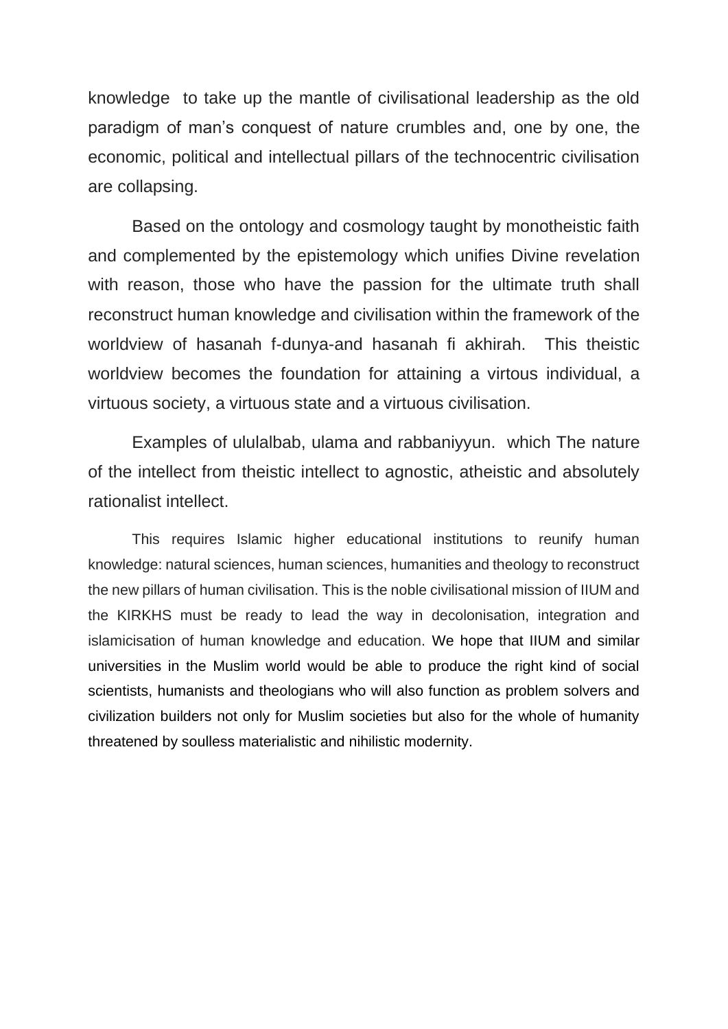knowledge to take up the mantle of civilisational leadership as the old paradigm of man's conquest of nature crumbles and, one by one, the economic, political and intellectual pillars of the technocentric civilisation are collapsing.

Based on the ontology and cosmology taught by monotheistic faith and complemented by the epistemology which unifies Divine revelation with reason, those who have the passion for the ultimate truth shall reconstruct human knowledge and civilisation within the framework of the worldview of hasanah f-dunya-and hasanah fi akhirah. This theistic worldview becomes the foundation for attaining a virtous individual, a virtuous society, a virtuous state and a virtuous civilisation.

Examples of ululalbab, ulama and rabbaniyyun. which The nature of the intellect from theistic intellect to agnostic, atheistic and absolutely rationalist intellect.

This requires Islamic higher educational institutions to reunify human knowledge: natural sciences, human sciences, humanities and theology to reconstruct the new pillars of human civilisation. This is the noble civilisational mission of IIUM and the KIRKHS must be ready to lead the way in decolonisation, integration and islamicisation of human knowledge and education. We hope that IIUM and similar universities in the Muslim world would be able to produce the right kind of social scientists, humanists and theologians who will also function as problem solvers and civilization builders not only for Muslim societies but also for the whole of humanity threatened by soulless materialistic and nihilistic modernity.